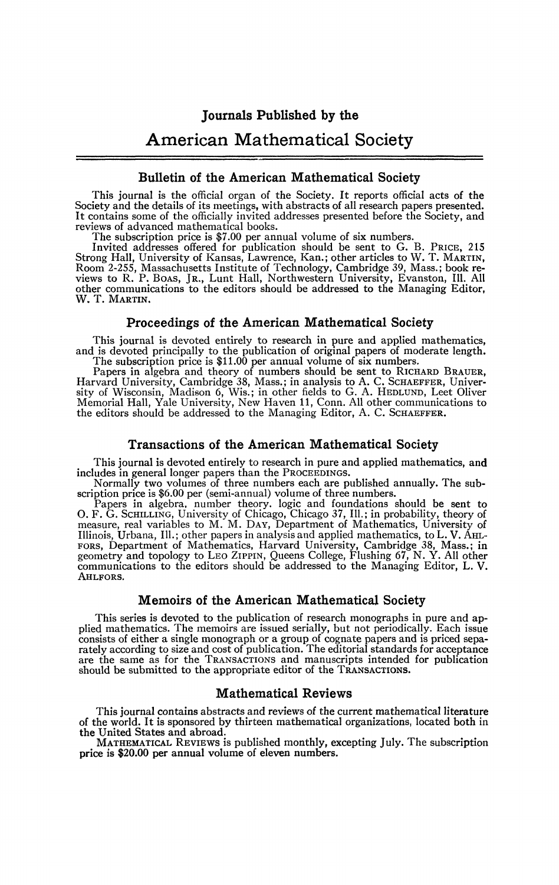# Journals Published by the

# American Mathematical Society

## Bulletin of the American Mathematical Society

This journal is the official organ of the Society. It reports official acts of the Society and the details of its meetings, with abstracts of all research papers presented. It contains some of the officially invited addresses presented before the Society, and reviews of advanced mathematical books.

The subscription price is $7.00 per annual volume of six numbers.

Invited addresses offered for publication should be sent to G. B. PRICE, 215 Strong Hall, University of Kansas, Lawrence, Kan.; other articles to W. T. MARTIN, Room 2-255, Massachusetts Institute of Technology, Cambridge 39, Mass.; book reviews to R. P. BOAS, JR., Lunt Hall, Northwestern University, Evanston, Ill. All other communications to the editors should be addressed to the Managing Editor, W. T. MARTIN.

## Proceedings of the American Mathematical Society

This journal is devoted entirely to research in pure and applied mathematics, and is devoted principally to the publication of original papers of moderate length.

The subscription price is $11.00 per annual volume of six numbers.

Papers in algebra and theory of numbers should be sent to RICHARD BRAUER, Harvard University, Cambridge 38, Mass.; in analysis to A. C. SCHAEFFER, University of Wisconsin, Madison 6, Wis.; in other fields to G. A. HEDLUND, Leet Oliver Memorial Hall, Yale University, New Haven 11, Conn. All other communications to the editors should be addressed to the Managing Editor, A. C. SCHAEFFER.

## Transactions of the American Mathematical Society

This journal is devoted entirely to research in pure and applied mathematics, and includes in general longer papers than the PROCEEDINGS.

Normally two volumes of three numbers each are published annually. The subscription price is $6.00 per (semi-annual) volume of three numbers.

Papers in algebra, number theory. logic and foundations should be sent to O. F. G. SCHILLING, University of Chicago, Chicago 37, Ill.; in probability, theory of measure, real variables to M. M. DAY, Department of Mathematics, University of Illinois, Urbana, Ill.; other papers in analysis and applied mathematics, to L. V. AHLFORS, Department of Mathematics, Harvard University, Cambridge 38, Mass.; in geometry and topology to LEO ZIPPIN, Queens College, Flushing 67, N. Y. All other communications to the editors should be addressed to the Managing Editor, L. V. AHLFORS.

## Memoirs of the American Mathematical Society

This series is devoted to the publication of research monographs in pure and applied mathematics. The memoirs are issued serially, but not periodically. Each issue consists of either a single monograph or a group of cognate papers and is priced separately according to size and cost of publication. The editorial standards for acceptance are the same as for the TRANSACTIONS and manuscripts intended for publication should be submitted to the appropriate editor of the TRANSACTIONS.

## Mathematical Reviews

This journal contains abstracts and reviews of the current mathematical literature of the world. It is sponsored by thirteen mathematical organizations, located both in the United States and abroad.

MATHEMATICAL REVIEWS is published monthly, excepting July. The subscription price is $20.00 per annual volume of eleven numbers.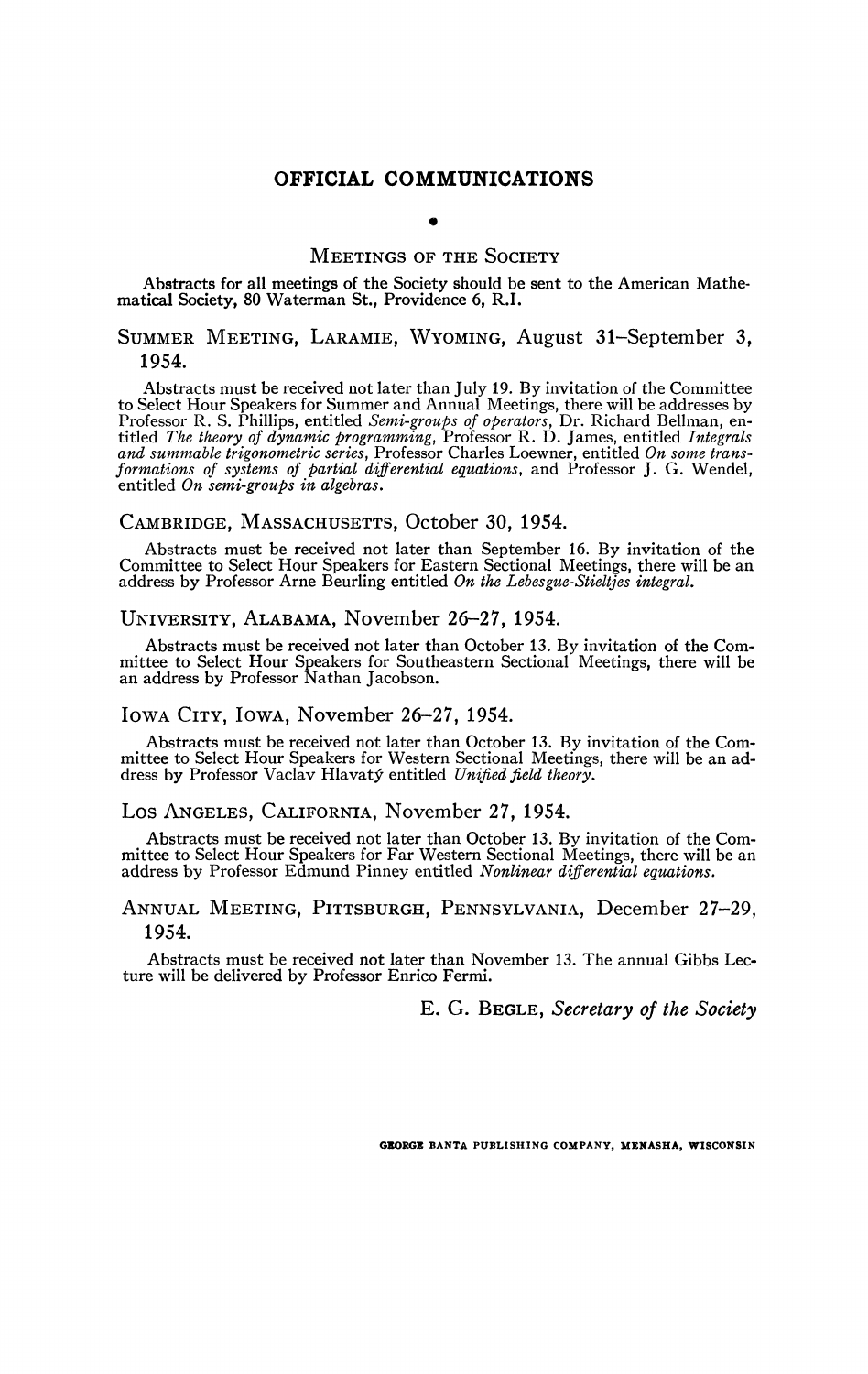# OFFICIAL COMMUNICATIONS

## MEETINGS OF THE SOCIETY

Abstracts for all meetings of the Society should be sent to the American Mathematical Society, 80 Waterman St., Providence 6, R.I.

### SUMMER MEETING, LARAMIE, WYOMING, August 31–September 3, 1954.

Abstracts must be received not later than July 19. By invitation of the Committee to Select Hour Speakers for Summer and Annual Meetings, there will be addresses by Professor R. S. Phillips, entitled *Semi-groups of operators*, Dr. Richard Bellman, entitled *The theory of dynamic programming*, Professor R. D. James, entitled *Integrals and summable trigonometric series*, Professor Charles Loewner, entitled *On some transformations of systems of partial differential equations*, and Professor J. G. Wendel, entitled *On semi-groups in algebras*.

### CAMBRIDGE, MASSACHUSETTS, October 30, 1954.

Abstracts must be received not later than September 16. By invitation of the Committee to Select Hour Speakers for Eastern Sectional Meetings, there will be an address by Professor Arne Beurling entitled *On the Lebesgue-Stieltjes integral*.

### UNIVERSITY, ALABAMA, November 26–27, 1954.

Abstracts must be received not later than October 13. By invitation of the Committee to Select Hour Speakers for Southeastern Sectional Meetings, there will be an address by Professor Nathan Jacobson.

### IOWA CITY, IOWA, November 26–27, 1954.

Abstracts must be received not later than October 13. By invitation of the Committee to Select Hour Speakers for Western Sectional Meetings, there will be an address by Professor Vaclav Hlavatý entitled *Unified field theory*.

### LOS ANGELES, CALIFORNIA, November 27, 1954.

Abstracts must be received not later than October 13. By invitation of the Committee to Select Hour Speakers for Far Western Sectional Meetings, there will be an address by Professor Edmund Pinney entitled *Nonlinear differential equations*.

### ANNUAL MEETING, PITTSBURGH, PENNSYLVANIA, December 27–29, 1954.

Abstracts must be received not later than November 13. The annual Gibbs Lecture will be delivered by Professor Enrico Fermi.

E. G. BEGLE, *Secretary of the Society*

GEORGE BANTA PUBLISHING COMPANY, MENASHA, WISCONSIN